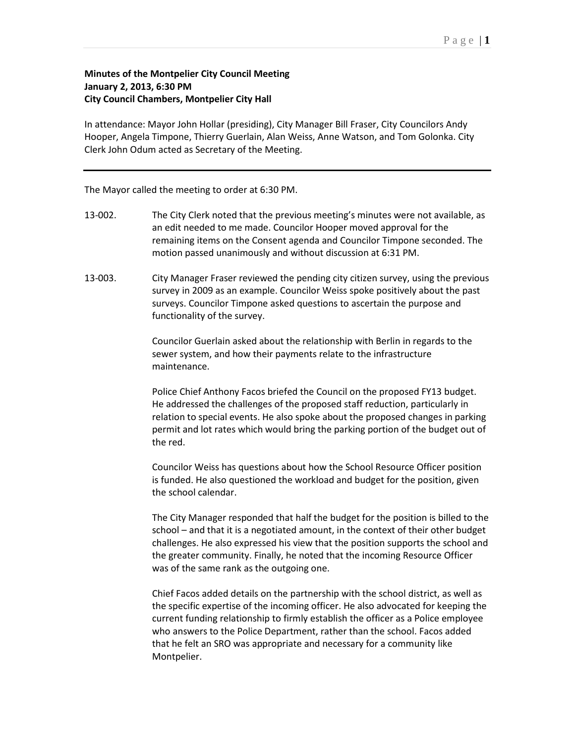**Minutes of the Montpelier City Council Meeting**
**January 2, 2013, 6:30 PM**
**City Council Chambers, Montpelier City Hall**

In attendance: Mayor John Hollar (presiding), City Manager Bill Fraser, City Councilors Andy Hooper, Angela Timpone, Thierry Guerlain, Alan Weiss, Anne Watson, and Tom Golonka. City Clerk John Odum acted as Secretary of the Meeting.

---

The Mayor called the meeting to order at 6:30 PM.

13-002. The City Clerk noted that the previous meeting's minutes were not available, as an edit needed to me made. Councilor Hooper moved approval for the remaining items on the Consent agenda and Councilor Timpone seconded. The motion passed unanimously and without discussion at 6:31 PM.

13-003. City Manager Fraser reviewed the pending city citizen survey, using the previous survey in 2009 as an example. Councilor Weiss spoke positively about the past surveys. Councilor Timpone asked questions to ascertain the purpose and functionality of the survey.

Councilor Guerlain asked about the relationship with Berlin in regards to the sewer system, and how their payments relate to the infrastructure maintenance.

Police Chief Anthony Facos briefed the Council on the proposed FY13 budget. He addressed the challenges of the proposed staff reduction, particularly in relation to special events. He also spoke about the proposed changes in parking permit and lot rates which would bring the parking portion of the budget out of the red.

Councilor Weiss has questions about how the School Resource Officer position is funded. He also questioned the workload and budget for the position, given the school calendar.

The City Manager responded that half the budget for the position is billed to the school – and that it is a negotiated amount, in the context of their other budget challenges. He also expressed his view that the position supports the school and the greater community. Finally, he noted that the incoming Resource Officer was of the same rank as the outgoing one.

Chief Facos added details on the partnership with the school district, as well as the specific expertise of the incoming officer. He also advocated for keeping the current funding relationship to firmly establish the officer as a Police employee who answers to the Police Department, rather than the school. Facos added that he felt an SRO was appropriate and necessary for a community like Montpelier.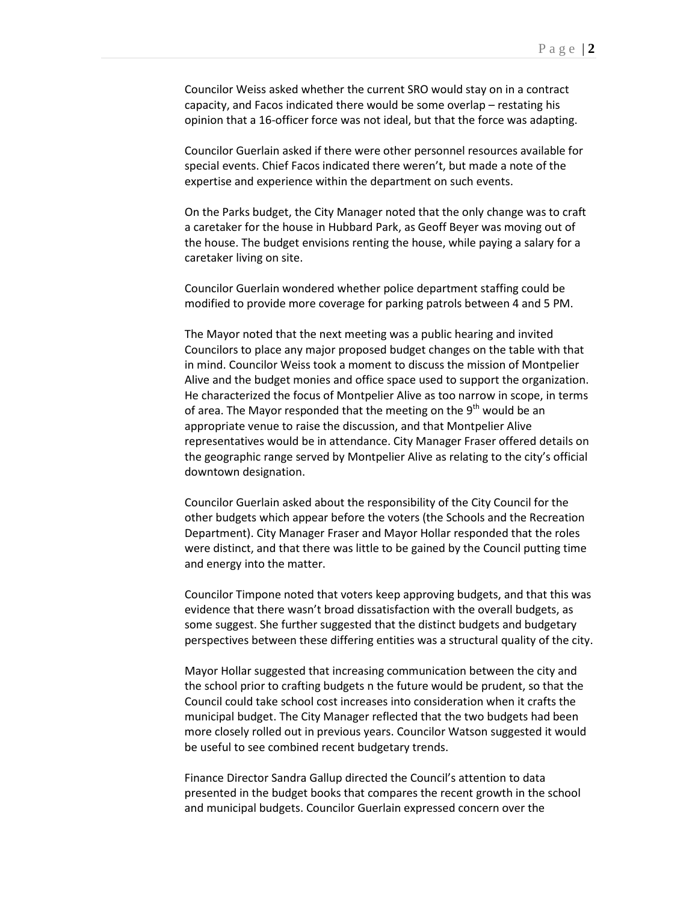Councilor Weiss asked whether the current SRO would stay on in a contract capacity, and Facos indicated there would be some overlap – restating his opinion that a 16-officer force was not ideal, but that the force was adapting.

Councilor Guerlain asked if there were other personnel resources available for special events. Chief Facos indicated there weren't, but made a note of the expertise and experience within the department on such events.

On the Parks budget, the City Manager noted that the only change was to craft a caretaker for the house in Hubbard Park, as Geoff Beyer was moving out of the house. The budget envisions renting the house, while paying a salary for a caretaker living on site.

Councilor Guerlain wondered whether police department staffing could be modified to provide more coverage for parking patrols between 4 and 5 PM.

The Mayor noted that the next meeting was a public hearing and invited Councilors to place any major proposed budget changes on the table with that in mind. Councilor Weiss took a moment to discuss the mission of Montpelier Alive and the budget monies and office space used to support the organization. He characterized the focus of Montpelier Alive as too narrow in scope, in terms of area. The Mayor responded that the meeting on the 9th would be an appropriate venue to raise the discussion, and that Montpelier Alive representatives would be in attendance. City Manager Fraser offered details on the geographic range served by Montpelier Alive as relating to the city's official downtown designation.

Councilor Guerlain asked about the responsibility of the City Council for the other budgets which appear before the voters (the Schools and the Recreation Department). City Manager Fraser and Mayor Hollar responded that the roles were distinct, and that there was little to be gained by the Council putting time and energy into the matter.

Councilor Timpone noted that voters keep approving budgets, and that this was evidence that there wasn't broad dissatisfaction with the overall budgets, as some suggest. She further suggested that the distinct budgets and budgetary perspectives between these differing entities was a structural quality of the city.

Mayor Hollar suggested that increasing communication between the city and the school prior to crafting budgets n the future would be prudent, so that the Council could take school cost increases into consideration when it crafts the municipal budget. The City Manager reflected that the two budgets had been more closely rolled out in previous years. Councilor Watson suggested it would be useful to see combined recent budgetary trends.

Finance Director Sandra Gallup directed the Council's attention to data presented in the budget books that compares the recent growth in the school and municipal budgets. Councilor Guerlain expressed concern over the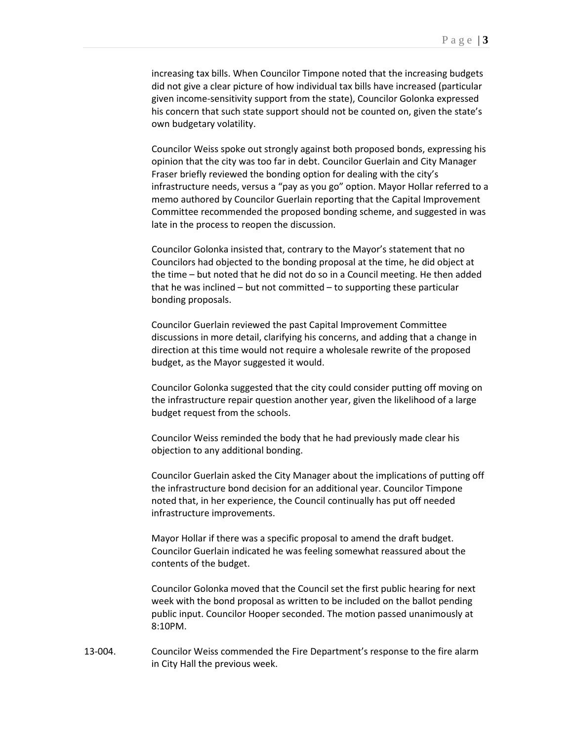increasing tax bills. When Councilor Timpone noted that the increasing budgets did not give a clear picture of how individual tax bills have increased (particular given income-sensitivity support from the state), Councilor Golonka expressed his concern that such state support should not be counted on, given the state's own budgetary volatility.

Councilor Weiss spoke out strongly against both proposed bonds, expressing his opinion that the city was too far in debt. Councilor Guerlain and City Manager Fraser briefly reviewed the bonding option for dealing with the city's infrastructure needs, versus a "pay as you go" option. Mayor Hollar referred to a memo authored by Councilor Guerlain reporting that the Capital Improvement Committee recommended the proposed bonding scheme, and suggested in was late in the process to reopen the discussion.

Councilor Golonka insisted that, contrary to the Mayor's statement that no Councilors had objected to the bonding proposal at the time, he did object at the time – but noted that he did not do so in a Council meeting. He then added that he was inclined – but not committed – to supporting these particular bonding proposals.

Councilor Guerlain reviewed the past Capital Improvement Committee discussions in more detail, clarifying his concerns, and adding that a change in direction at this time would not require a wholesale rewrite of the proposed budget, as the Mayor suggested it would.

Councilor Golonka suggested that the city could consider putting off moving on the infrastructure repair question another year, given the likelihood of a large budget request from the schools.

Councilor Weiss reminded the body that he had previously made clear his objection to any additional bonding.

Councilor Guerlain asked the City Manager about the implications of putting off the infrastructure bond decision for an additional year. Councilor Timpone noted that, in her experience, the Council continually has put off needed infrastructure improvements.

Mayor Hollar if there was a specific proposal to amend the draft budget. Councilor Guerlain indicated he was feeling somewhat reassured about the contents of the budget.

Councilor Golonka moved that the Council set the first public hearing for next week with the bond proposal as written to be included on the ballot pending public input. Councilor Hooper seconded. The motion passed unanimously at 8:10PM.

13-004. Councilor Weiss commended the Fire Department's response to the fire alarm in City Hall the previous week.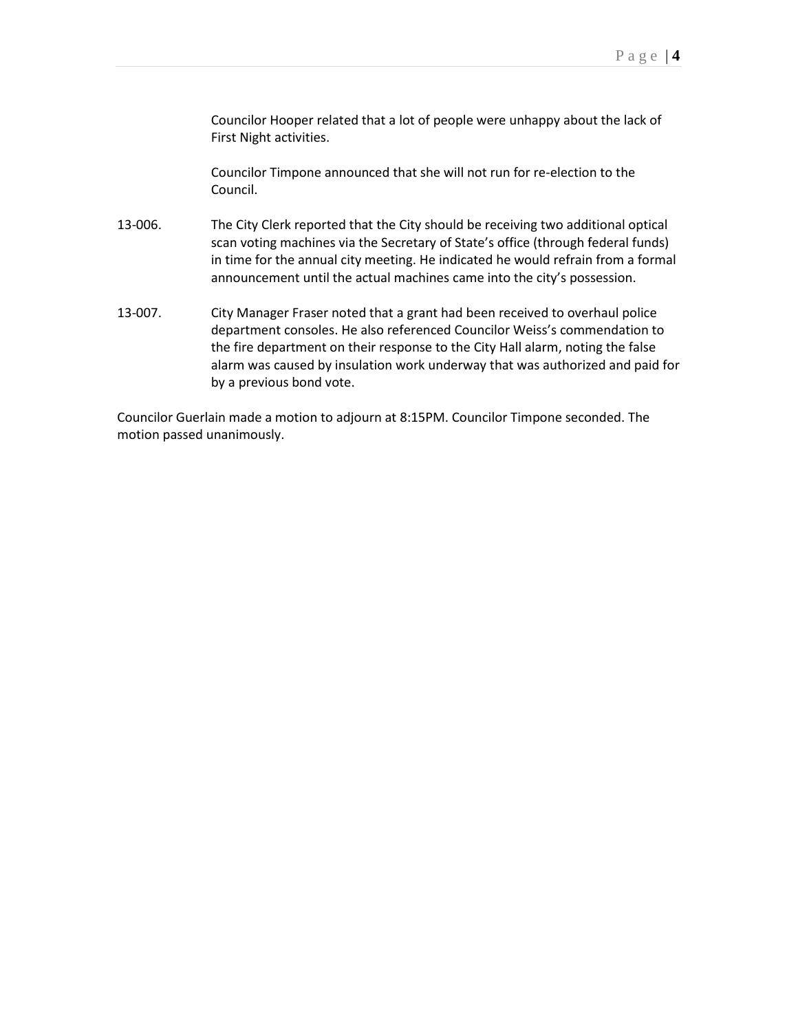Councilor Hooper related that a lot of people were unhappy about the lack of First Night activities.

Councilor Timpone announced that she will not run for re-election to the Council.

13-006. The City Clerk reported that the City should be receiving two additional optical scan voting machines via the Secretary of State's office (through federal funds) in time for the annual city meeting. He indicated he would refrain from a formal announcement until the actual machines came into the city's possession.

13-007. City Manager Fraser noted that a grant had been received to overhaul police department consoles. He also referenced Councilor Weiss's commendation to the fire department on their response to the City Hall alarm, noting the false alarm was caused by insulation work underway that was authorized and paid for by a previous bond vote.

Councilor Guerlain made a motion to adjourn at 8:15PM. Councilor Timpone seconded. The motion passed unanimously.